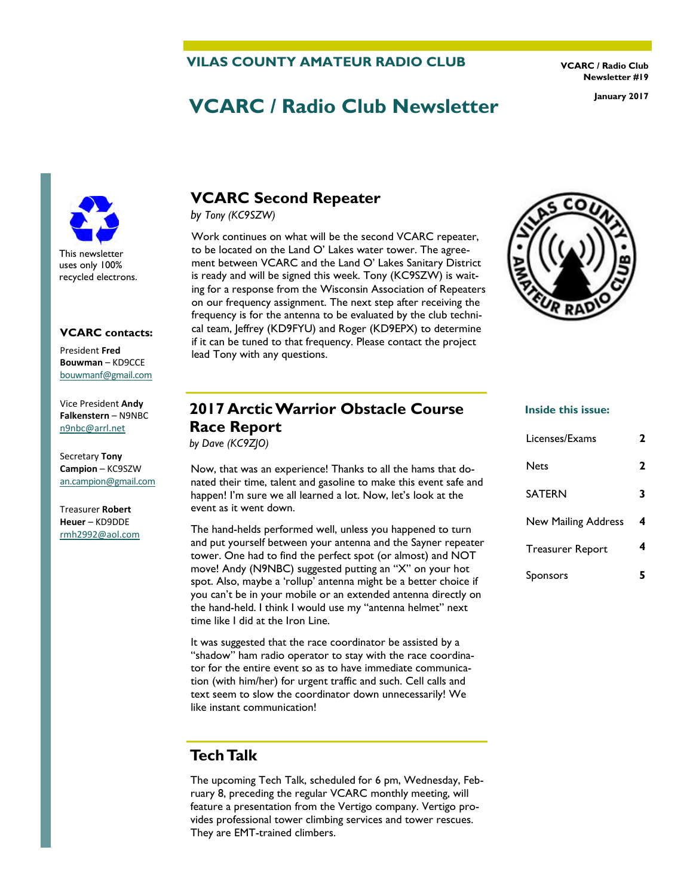**VILAS COUNTY AMATEUR RADIO CLUB**

**VCARC / Radio Club Newsletter #19**

**January 2017**

# VCARC / Radio Club Newsletter

This newsletter uses only 100% recycled electrons.

**VCARC contacts:**

President **Fred Bouwman** – KD9CCE
bouwmanf@gmail.com

Vice President **Andy Falkenstern** – N9NBC
n9nbc@arrl.net

Secretary **Tony Campion** – KC9SZW
an.campion@gmail.com

Treasurer **Robert Heuer** – KD9DDE
rmh2992@aol.com

## VCARC Second Repeater

*by Tony (KC9SZW)*

Work continues on what will be the second VCARC repeater, to be located on the Land O' Lakes water tower. The agreement between VCARC and the Land O' Lakes Sanitary District is ready and will be signed this week. Tony (KC9SZW) is waiting for a response from the Wisconsin Association of Repeaters on our frequency assignment. The next step after receiving the frequency is for the antenna to be evaluated by the club technical team, Jeffrey (KD9FYU) and Roger (KD9EPX) to determine if it can be tuned to that frequency. Please contact the project lead Tony with any questions.

## 2017 Arctic Warrior Obstacle Course Race Report

*by Dave (KC9ZJO)*

Now, that was an experience! Thanks to all the hams that donated their time, talent and gasoline to make this event safe and happen! I'm sure we all learned a lot. Now, let's look at the event as it went down.

The hand-helds performed well, unless you happened to turn and put yourself between your antenna and the Sayner repeater tower. One had to find the perfect spot (or almost) and NOT move! Andy (N9NBC) suggested putting an "X" on your hot spot. Also, maybe a 'rollup' antenna might be a better choice if you can't be in your mobile or an extended antenna directly on the hand-held. I think I would use my "antenna helmet" next time like I did at the Iron Line.

It was suggested that the race coordinator be assisted by a "shadow" ham radio operator to stay with the race coordinator for the entire event so as to have immediate communication (with him/her) for urgent traffic and such. Cell calls and text seem to slow the coordinator down unnecessarily! We like instant communication!

## Tech Talk

The upcoming Tech Talk, scheduled for 6 pm, Wednesday, February 8, preceding the regular VCARC monthly meeting, will feature a presentation from the Vertigo company. Vertigo provides professional tower climbing services and tower rescues. They are EMT-trained climbers.

**Inside this issue:**

| | |
|---|---|
| Licenses/Exams | 2 |
| Nets | 2 |
| SATERN | 3 |
| New Mailing Address | 4 |
| Treasurer Report | 4 |
| Sponsors | 5 |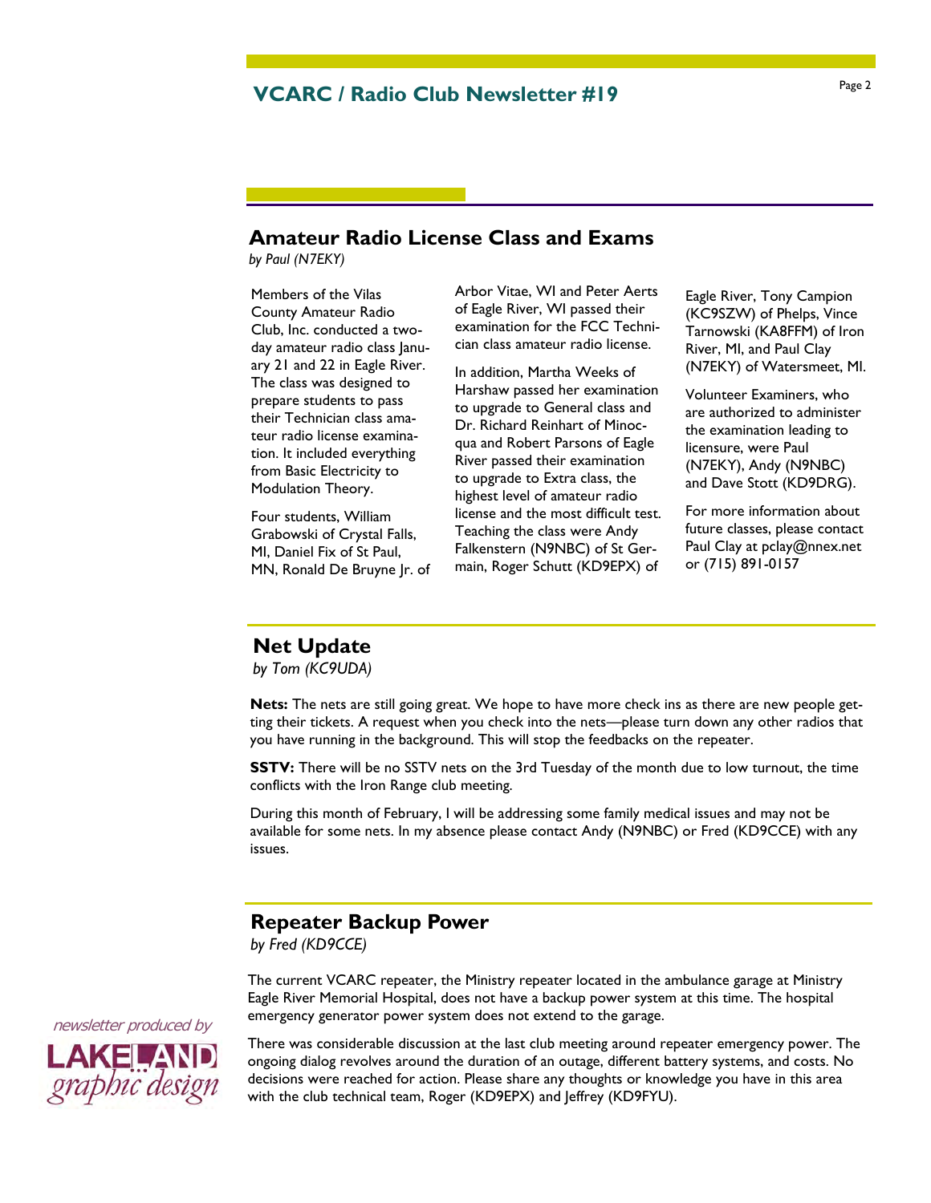## Amateur Radio License Class and Exams

*by Paul (N7EKY)*

Members of the Vilas County Amateur Radio Club, Inc. conducted a two-day amateur radio class January 21 and 22 in Eagle River. The class was designed to prepare students to pass their Technician class amateur radio license examination. It included everything from Basic Electricity to Modulation Theory.

Four students, William Grabowski of Crystal Falls, MI, Daniel Fix of St Paul, MN, Ronald De Bruyne Jr. of Arbor Vitae, WI and Peter Aerts of Eagle River, WI passed their examination for the FCC Technician class amateur radio license.

In addition, Martha Weeks of Harshaw passed her examination to upgrade to General class and Dr. Richard Reinhart of Minocqua and Robert Parsons of Eagle River passed their examination to upgrade to Extra class, the highest level of amateur radio license and the most difficult test. Teaching the class were Andy Falkenstern (N9NBC) of St Germain, Roger Schutt (KD9EPX) of Eagle River, Tony Campion (KC9SZW) of Phelps, Vince Tarnowski (KA8FFM) of Iron River, MI, and Paul Clay (N7EKY) of Watersmeet, MI.

Volunteer Examiners, who are authorized to administer the examination leading to licensure, were Paul (N7EKY), Andy (N9NBC) and Dave Stott (KD9DRG).

For more information about future classes, please contact Paul Clay at pclay@nnex.net or (715) 891-0157

## Net Update

*by Tom (KC9UDA)*

**Nets:** The nets are still going great. We hope to have more check ins as there are new people getting their tickets. A request when you check into the nets—please turn down any other radios that you have running in the background. This will stop the feedbacks on the repeater.

**SSTV:** There will be no SSTV nets on the 3rd Tuesday of the month due to low turnout, the time conflicts with the Iron Range club meeting.

During this month of February, I will be addressing some family medical issues and may not be available for some nets. In my absence please contact Andy (N9NBC) or Fred (KD9CCE) with any issues.

## Repeater Backup Power

*by Fred (KD9CCE)*

The current VCARC repeater, the Ministry repeater located in the ambulance garage at Ministry Eagle River Memorial Hospital, does not have a backup power system at this time. The hospital emergency generator power system does not extend to the garage.

There was considerable discussion at the last club meeting around repeater emergency power. The ongoing dialog revolves around the duration of an outage, different battery systems, and costs. No decisions were reached for action. Please share any thoughts or knowledge you have in this area with the club technical team, Roger (KD9EPX) and Jeffrey (KD9FYU).

*newsletter produced by*

LAKELAND graphic design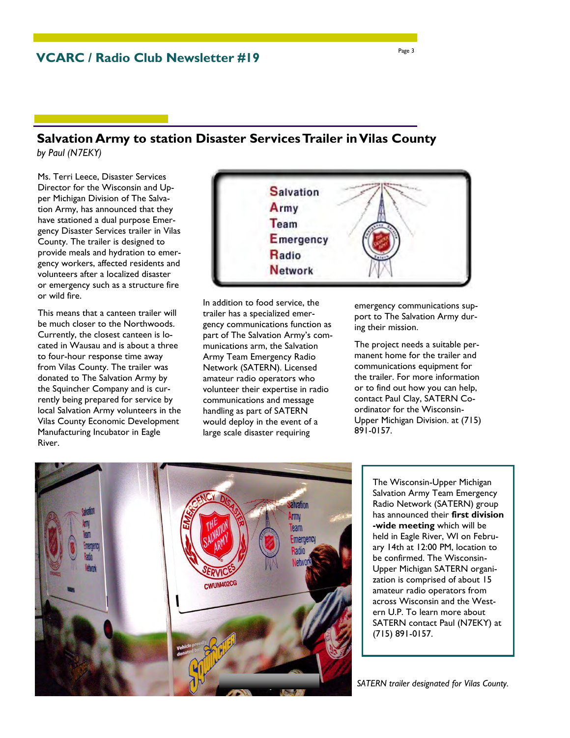## Salvation Army to station Disaster Services Trailer in Vilas County

*by Paul (N7EKY)*

Ms. Terri Leece, Disaster Services Director for the Wisconsin and Upper Michigan Division of The Salvation Army, has announced that they have stationed a dual purpose Emergency Disaster Services trailer in Vilas County. The trailer is designed to provide meals and hydration to emergency workers, affected residents and volunteers after a localized disaster or emergency such as a structure fire or wild fire.

This means that a canteen trailer will be much closer to the Northwoods. Currently, the closest canteen is located in Wausau and is about a three to four-hour response time away from Vilas County. The trailer was donated to The Salvation Army by the Squincher Company and is currently being prepared for service by local Salvation Army volunteers in the Vilas County Economic Development Manufacturing Incubator in Eagle River.

In addition to food service, the trailer has a specialized emergency communications function as part of The Salvation Army's communications arm, the Salvation Army Team Emergency Radio Network (SATERN). Licensed amateur radio operators who volunteer their expertise in radio communications and message handling as part of SATERN would deploy in the event of a large scale disaster requiring emergency communications support to The Salvation Army during their mission.

The project needs a suitable permanent home for the trailer and communications equipment for the trailer. For more information or to find out how you can help, contact Paul Clay, SATERN Coordinator for the Wisconsin-Upper Michigan Division. at (715) 891-0157.

The Wisconsin-Upper Michigan Salvation Army Team Emergency Radio Network (SATERN) group has announced their **first division-wide meeting** which will be held in Eagle River, WI on February 14th at 12:00 PM, location to be confirmed. The Wisconsin-Upper Michigan SATERN organization is comprised of about 15 amateur radio operators from across Wisconsin and the Western U.P. To learn more about SATERN contact Paul (N7EKY) at (715) 891-0157.

*SATERN trailer designated for Vilas County.*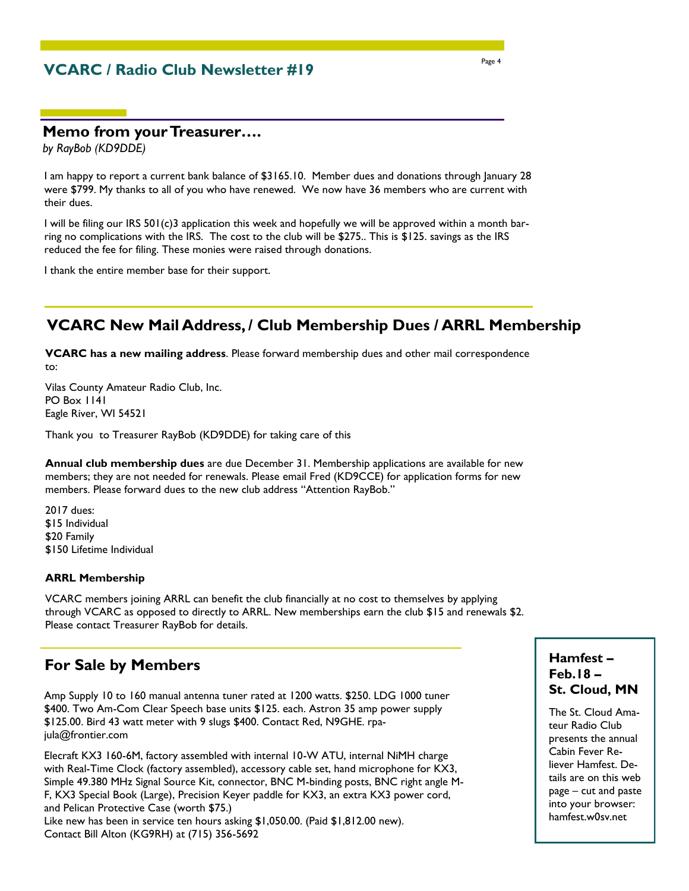## Memo from your Treasurer….

*by RayBob (KD9DDE)*

I am happy to report a current bank balance of $3165.10. Member dues and donations through January 28 were $799. My thanks to all of you who have renewed. We now have 36 members who are current with their dues.

I will be filing our IRS 501(c)3 application this week and hopefully we will be approved within a month barring no complications with the IRS. The cost to the club will be $275.. This is $125. savings as the IRS reduced the fee for filing. These monies were raised through donations.

I thank the entire member base for their support.

## VCARC New Mail Address, / Club Membership Dues / ARRL Membership

**VCARC has a new mailing address**. Please forward membership dues and other mail correspondence to:

Vilas County Amateur Radio Club, Inc.
PO Box 1141
Eagle River, WI 54521

Thank you to Treasurer RayBob (KD9DDE) for taking care of this

**Annual club membership dues** are due December 31. Membership applications are available for new members; they are not needed for renewals. Please email Fred (KD9CCE) for application forms for new members. Please forward dues to the new club address "Attention RayBob."

2017 dues:
$15 Individual
$20 Family
$150 Lifetime Individual

### ARRL Membership

VCARC members joining ARRL can benefit the club financially at no cost to themselves by applying through VCARC as opposed to directly to ARRL. New memberships earn the club $15 and renewals $2. Please contact Treasurer RayBob for details.

## For Sale by Members

Amp Supply 10 to 160 manual antenna tuner rated at 1200 watts. $250. LDG 1000 tuner $400. Two Am-Com Clear Speech base units $125. each. Astron 35 amp power supply $125.00. Bird 43 watt meter with 9 slugs $400. Contact Red, N9GHE. rpajula@frontier.com

Elecraft KX3 160-6M, factory assembled with internal 10-W ATU, internal NiMH charge with Real-Time Clock (factory assembled), accessory cable set, hand microphone for KX3, Simple 49.380 MHz Signal Source Kit, connector, BNC M-binding posts, BNC right angle M-F, KX3 Special Book (Large), Precision Keyer paddle for KX3, an extra KX3 power cord, and Pelican Protective Case (worth $75.)
Like new has been in service ten hours asking $1,050.00. (Paid $1,812.00 new).
Contact Bill Alton (KG9RH) at (715) 356-5692

### Hamfest – Feb.18 – St. Cloud, MN

The St. Cloud Amateur Radio Club presents the annual Cabin Fever Reliever Hamfest. Details are on this web page – cut and paste into your browser: hamfest.w0sv.net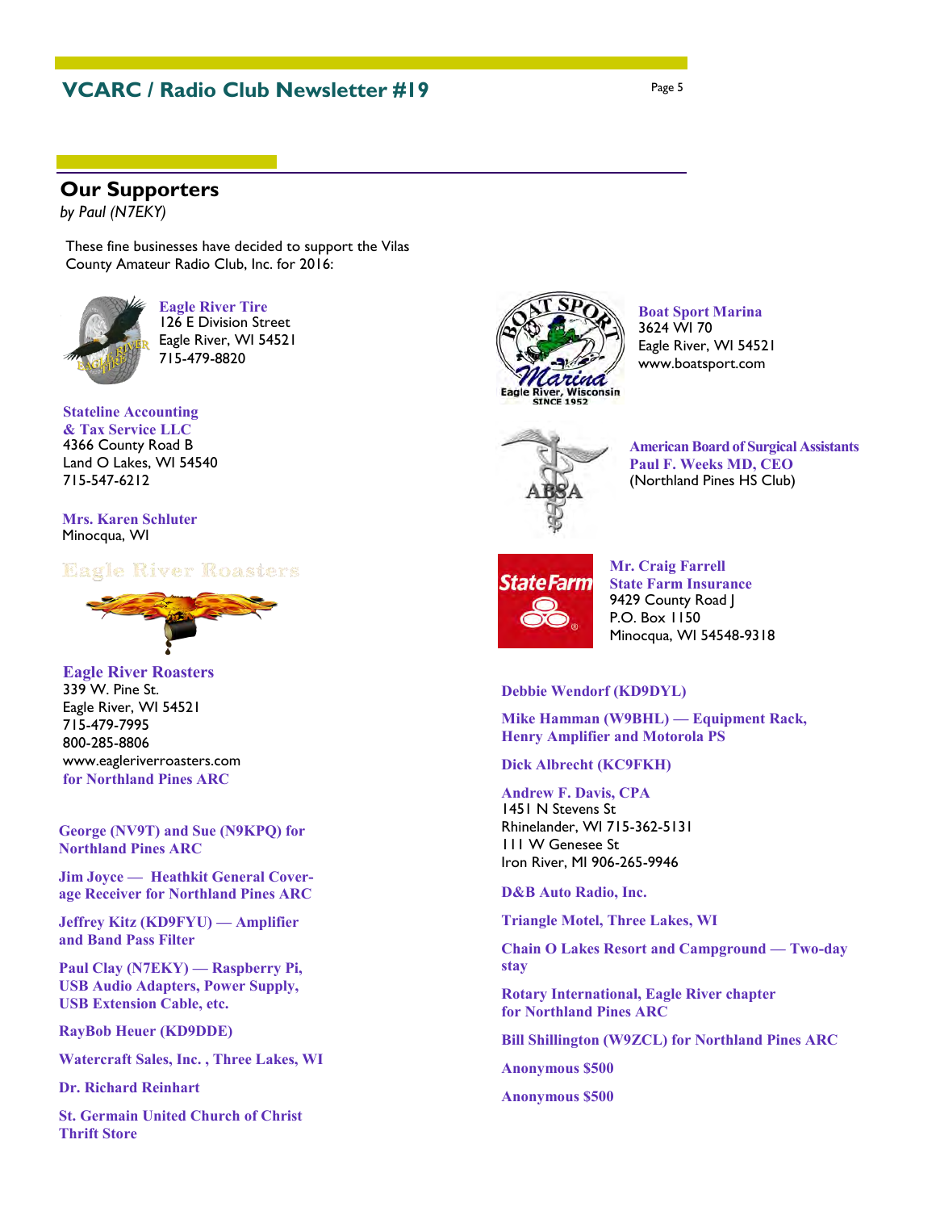## Our Supporters

*by Paul (N7EKY)*

These fine businesses have decided to support the Vilas County Amateur Radio Club, Inc. for 2016:

**Eagle River Tire**
126 E Division Street
Eagle River, WI 54521
715-479-8820

**Stateline Accounting & Tax Service LLC**
4366 County Road B
Land O Lakes, WI 54540
715-547-6212

**Mrs. Karen Schluter**
Minocqua, WI

Eagle River Roasters

**Eagle River Roasters**
339 W. Pine St.
Eagle River, WI 54521
715-479-7995
800-285-8806
www.eagleriverroasters.com
**for Northland Pines ARC**

**George (NV9T) and Sue (N9KPQ) for Northland Pines ARC**

**Jim Joyce — Heathkit General Coverage Receiver for Northland Pines ARC**

**Jeffrey Kitz (KD9FYU) — Amplifier and Band Pass Filter**

**Paul Clay (N7EKY) — Raspberry Pi, USB Audio Adapters, Power Supply, USB Extension Cable, etc.**

**RayBob Heuer (KD9DDE)**

**Watercraft Sales, Inc. , Three Lakes, WI**

**Dr. Richard Reinhart**

**St. Germain United Church of Christ Thrift Store**

**Boat Sport Marina**
3624 WI 70
Eagle River, WI 54521
www.boatsport.com

**American Board of Surgical Assistants**
**Paul F. Weeks MD, CEO**
(Northland Pines HS Club)

**Mr. Craig Farrell**
**State Farm Insurance**
9429 County Road J
P.O. Box 1150
Minocqua, WI 54548-9318

**Debbie Wendorf (KD9DYL)**

**Mike Hamman (W9BHL) — Equipment Rack, Henry Amplifier and Motorola PS**

**Dick Albrecht (KC9FKH)**

**Andrew F. Davis, CPA**
1451 N Stevens St
Rhinelander, WI 715-362-5131
111 W Genesee St
Iron River, MI 906-265-9946

**D&B Auto Radio, Inc.**

**Triangle Motel, Three Lakes, WI**

**Chain O Lakes Resort and Campground — Two-day stay**

**Rotary International, Eagle River chapter for Northland Pines ARC**

**Bill Shillington (W9ZCL) for Northland Pines ARC**

**Anonymous $500**

**Anonymous $500**